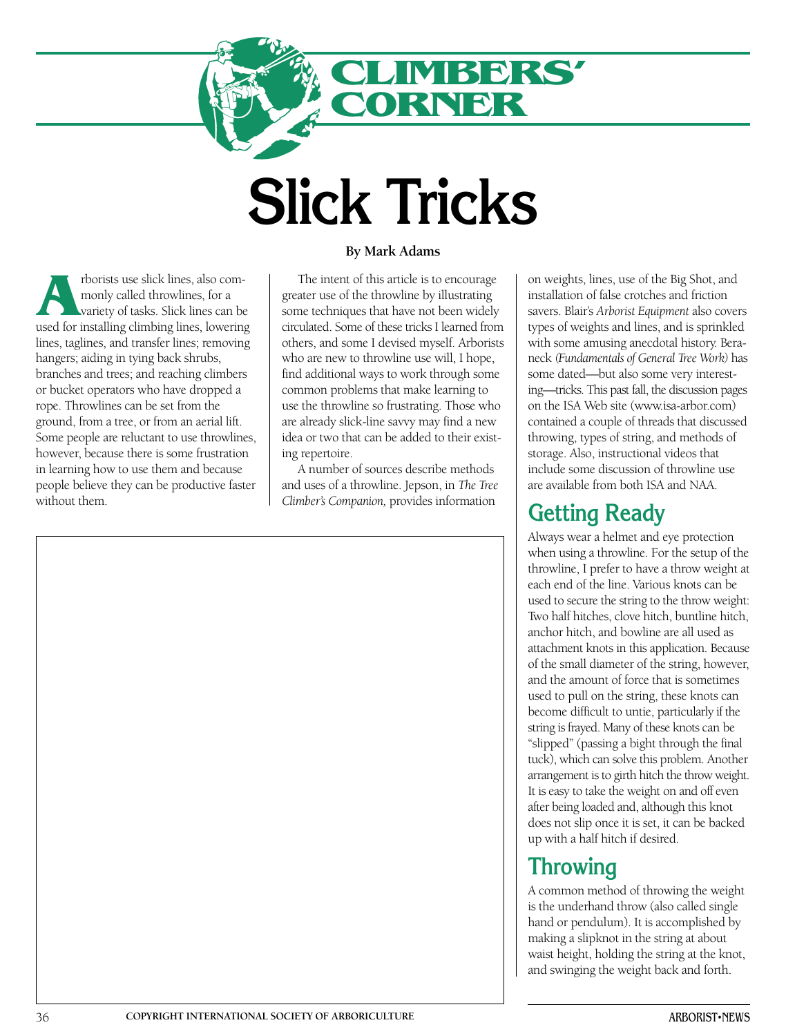# Climbers' Corner

# Slick Tricks

**By Mark Adams**

Arborists use slick lines, also commonly called throwlines, for a variety of tasks. Slick lines can be used for installing climbing lines, lowering lines, taglines, and transfer lines; removing hangers; aiding in tying back shrubs, branches and trees; and reaching climbers or bucket operators who have dropped a rope. Throwlines can be set from the ground, from a tree, or from an aerial lift. Some people are reluctant to use throwlines, however, because there is some frustration in learning how to use them and because people believe they can be productive faster without them.

The intent of this article is to encourage greater use of the throwline by illustrating some techniques that have not been widely circulated. Some of these tricks I learned from others, and some I devised myself. Arborists who are new to throwline use will, I hope, find additional ways to work through some common problems that make learning to use the throwline so frustrating. Those who are already slick-line savvy may find a new idea or two that can be added to their existing repertoire.

A number of sources describe methods and uses of a throwline. Jepson, in *The Tree Climber's Companion,* provides information on weights, lines, use of the Big Shot, and installation of false crotches and friction savers. Blair's *Arborist Equipment* also covers types of weights and lines, and is sprinkled with some amusing anecdotal history. Beraneck *(Fundamentals of General Tree Work)* has some dated—but also some very interesting—tricks. This past fall, the discussion pages on the ISA Web site (www.isa-arbor.com) contained a couple of threads that discussed throwing, types of string, and methods of storage. Also, instructional videos that include some discussion of throwline use are available from both ISA and NAA.

## Getting Ready

Always wear a helmet and eye protection when using a throwline. For the setup of the throwline, I prefer to have a throw weight at each end of the line. Various knots can be used to secure the string to the throw weight: Two half hitches, clove hitch, buntline hitch, anchor hitch, and bowline are all used as attachment knots in this application. Because of the small diameter of the string, however, and the amount of force that is sometimes used to pull on the string, these knots can become difficult to untie, particularly if the string is frayed. Many of these knots can be "slipped" (passing a bight through the final tuck), which can solve this problem. Another arrangement is to girth hitch the throw weight. It is easy to take the weight on and off even after being loaded and, although this knot does not slip once it is set, it can be backed up with a half hitch if desired.

## Throwing

A common method of throwing the weight is the underhand throw (also called single hand or pendulum). It is accomplished by making a slipknot in the string at about waist height, holding the string at the knot, and swinging the weight back and forth.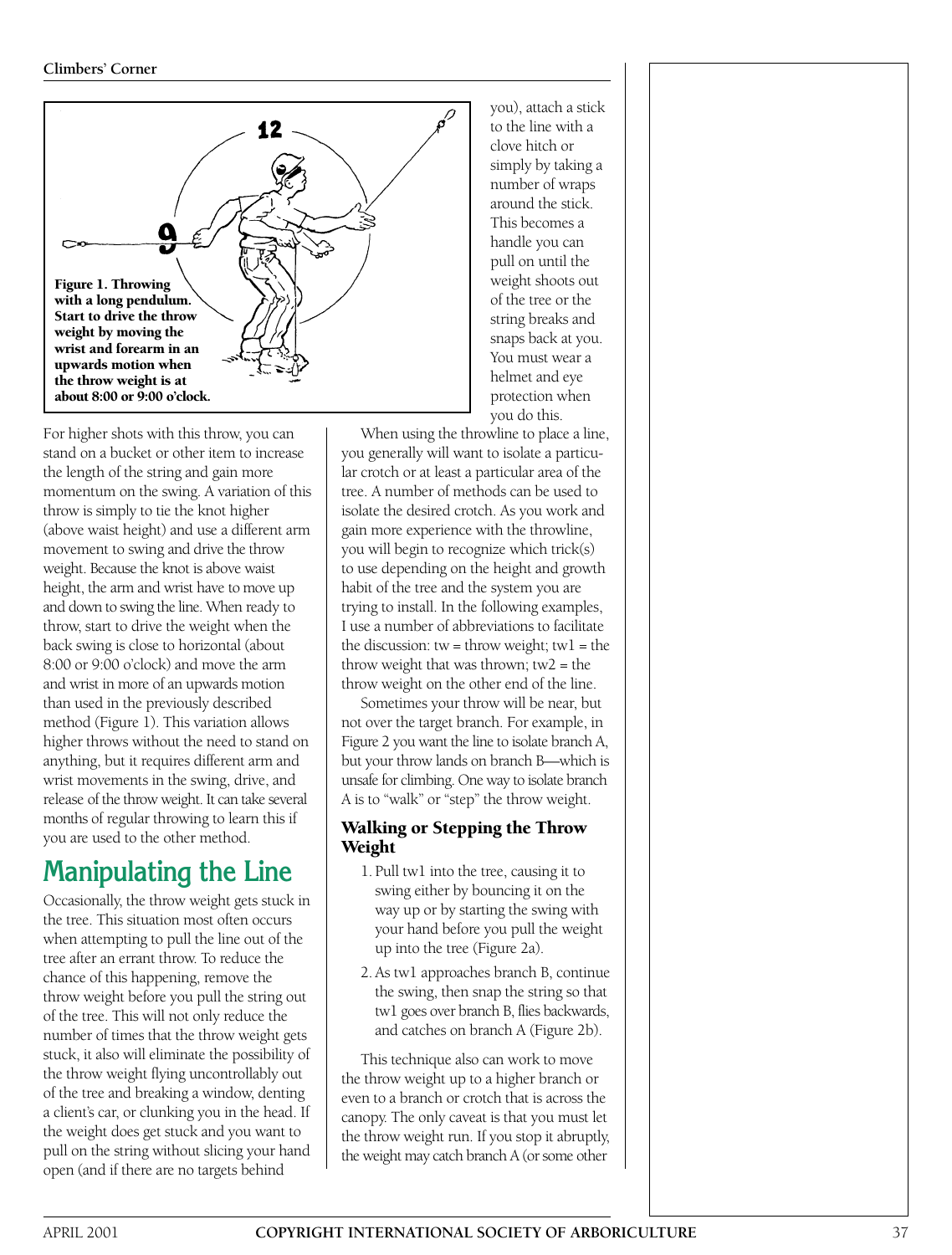Figure 1. Throwing with a long pendulum. Start to drive the throw weight by moving the wrist and forearm in an upwards motion when the throw weight is at about 8:00 or 9:00 o'clock.

For higher shots with this throw, you can stand on a bucket or other item to increase the length of the string and gain more momentum on the swing. A variation of this throw is simply to tie the knot higher (above waist height) and use a different arm movement to swing and drive the throw weight. Because the knot is above waist height, the arm and wrist have to move up and down to swing the line. When ready to throw, start to drive the weight when the back swing is close to horizontal (about 8:00 or 9:00 o'clock) and move the arm and wrist in more of an upwards motion than used in the previously described method (Figure 1). This variation allows higher throws without the need to stand on anything, but it requires different arm and wrist movements in the swing, drive, and release of the throw weight. It can take several months of regular throwing to learn this if you are used to the other method.

## Manipulating the Line

Occasionally, the throw weight gets stuck in the tree. This situation most often occurs when attempting to pull the line out of the tree after an errant throw. To reduce the chance of this happening, remove the throw weight before you pull the string out of the tree. This will not only reduce the number of times that the throw weight gets stuck, it also will eliminate the possibility of the throw weight flying uncontrollably out of the tree and breaking a window, denting a client's car, or clunking you in the head. If the weight does get stuck and you want to pull on the string without slicing your hand open (and if there are no targets behind you), attach a stick to the line with a clove hitch or simply by taking a number of wraps around the stick. This becomes a handle you can pull on until the weight shoots out of the tree or the string breaks and snaps back at you. You must wear a helmet and eye protection when you do this.

When using the throwline to place a line, you generally will want to isolate a particular crotch or at least a particular area of the tree. A number of methods can be used to isolate the desired crotch. As you work and gain more experience with the throwline, you will begin to recognize which trick(s) to use depending on the height and growth habit of the tree and the system you are trying to install. In the following examples, I use a number of abbreviations to facilitate the discussion: tw = throw weight; tw1 = the throw weight that was thrown; tw2 = the throw weight on the other end of the line.

Sometimes your throw will be near, but not over the target branch. For example, in Figure 2 you want the line to isolate branch A, but your throw lands on branch B—which is unsafe for climbing. One way to isolate branch A is to "walk" or "step" the throw weight.

### Walking or Stepping the Throw Weight

1. Pull tw1 into the tree, causing it to swing either by bouncing it on the way up or by starting the swing with your hand before you pull the weight up into the tree (Figure 2a).
2. As tw1 approaches branch B, continue the swing, then snap the string so that tw1 goes over branch B, flies backwards, and catches on branch A (Figure 2b).

This technique also can work to move the throw weight up to a higher branch or even to a branch or crotch that is across the canopy. The only caveat is that you must let the throw weight run. If you stop it abruptly, the weight may catch branch A (or some other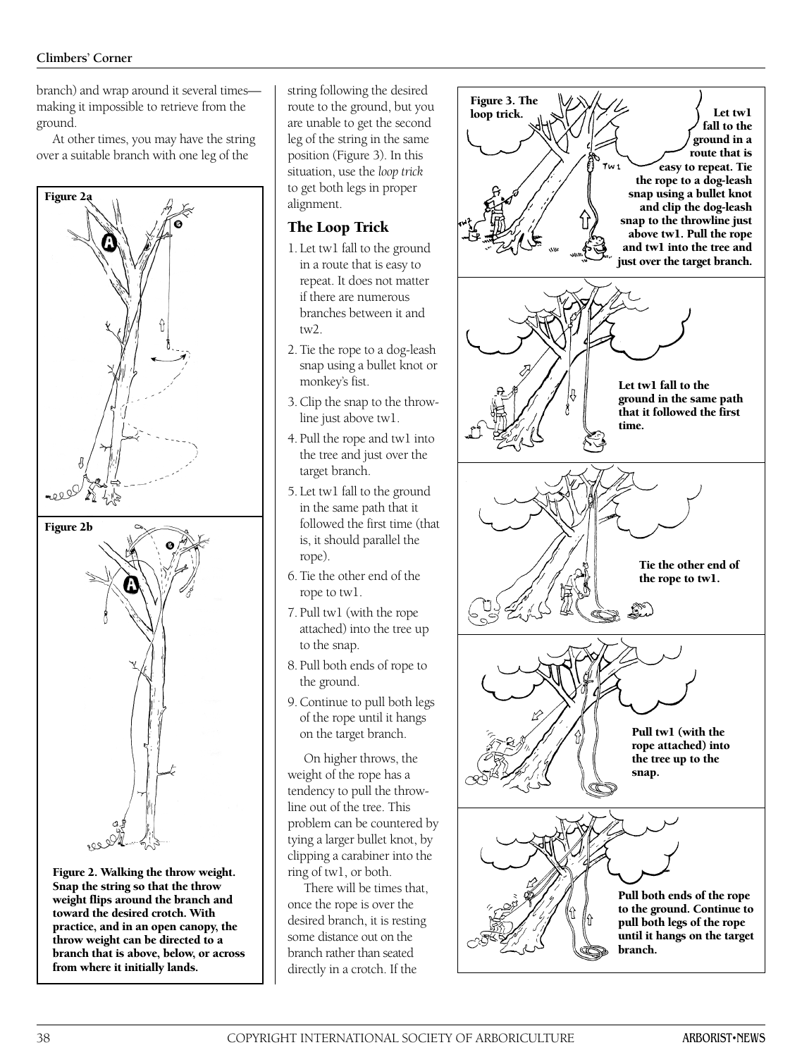branch) and wrap around it several times—making it impossible to retrieve from the ground.

At other times, you may have the string over a suitable branch with one leg of the string following the desired route to the ground, but you are unable to get the second leg of the string in the same position (Figure 3). In this situation, use the *loop trick* to get both legs in proper alignment.

**Figure 2. Walking the throw weight. Snap the string so that the throw weight flips around the branch and toward the desired crotch. With practice, and in an open canopy, the throw weight can be directed to a branch that is above, below, or across from where it initially lands.**

## The Loop Trick

1. Let tw1 fall to the ground in a route that is easy to repeat. It does not matter if there are numerous branches between it and tw2.
2. Tie the rope to a dog-leash snap using a bullet knot or monkey's fist.
3. Clip the snap to the throwline just above tw1.
4. Pull the rope and tw1 into the tree and just over the target branch.
5. Let tw1 fall to the ground in the same path that it followed the first time (that is, it should parallel the rope).
6. Tie the other end of the rope to tw1.
7. Pull tw1 (with the rope attached) into the tree up to the snap.
8. Pull both ends of rope to the ground.
9. Continue to pull both legs of the rope until it hangs on the target branch.

On higher throws, the weight of the rope has a tendency to pull the throwline out of the tree. This problem can be countered by tying a larger bullet knot, by clipping a carabiner into the ring of tw1, or both.

There will be times that, once the rope is over the desired branch, it is resting some distance out on the branch rather than seated directly in a crotch. If the

**Figure 3. The loop trick.** Let tw1 fall to the ground in a route that is easy to repeat. Tie the rope to a dog-leash snap using a bullet knot and clip the dog-leash snap to the throwline just above tw1. Pull the rope and tw1 into the tree and just over the target branch.

Let tw1 fall to the ground in the same path that it followed the first time.

Tie the other end of the rope to tw1.

Pull tw1 (with the rope attached) into the tree up to the snap.

Pull both ends of the rope to the ground. Continue to pull both legs of the rope until it hangs on the target branch.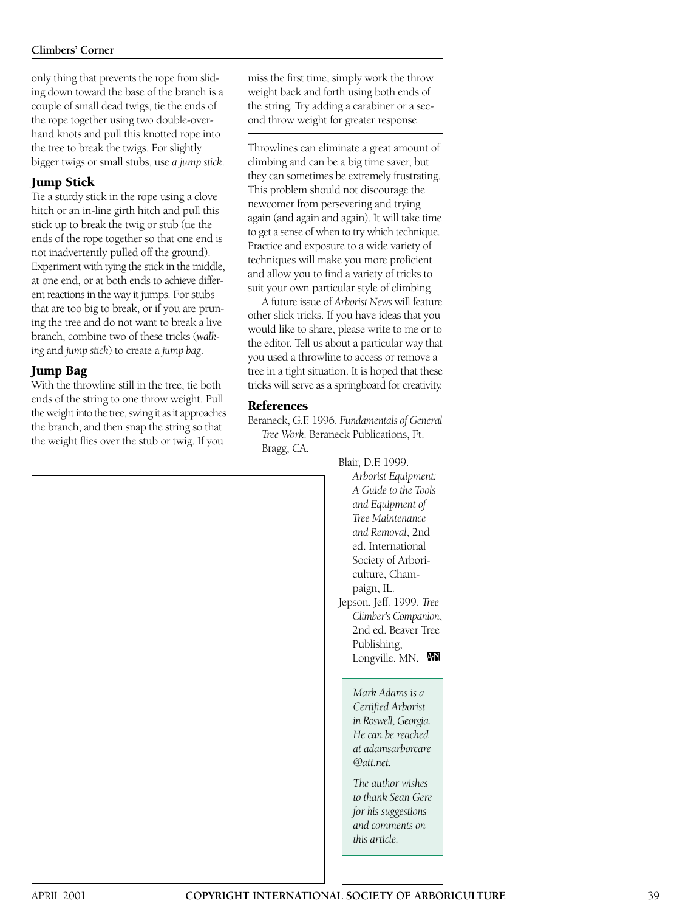only thing that prevents the rope from sliding down toward the base of the branch is a couple of small dead twigs, tie the ends of the rope together using two double-overhand knots and pull this knotted rope into the tree to break the twigs. For slightly bigger twigs or small stubs, use *a jump stick*.

### Jump Stick

Tie a sturdy stick in the rope using a clove hitch or an in-line girth hitch and pull this stick up to break the twig or stub (tie the ends of the rope together so that one end is not inadvertently pulled off the ground). Experiment with tying the stick in the middle, at one end, or at both ends to achieve different reactions in the way it jumps. For stubs that are too big to break, or if you are pruning the tree and do not want to break a live branch, combine two of these tricks (*walking* and *jump stick*) to create a *jump bag*.

### Jump Bag

With the throwline still in the tree, tie both ends of the string to one throw weight. Pull the weight into the tree, swing it as it approaches the branch, and then snap the string so that the weight flies over the stub or twig. If you miss the first time, simply work the throw weight back and forth using both ends of the string. Try adding a carabiner or a second throw weight for greater response.

---

Throwlines can eliminate a great amount of climbing and can be a big time saver, but they can sometimes be extremely frustrating. This problem should not discourage the newcomer from persevering and trying again (and again and again). It will take time to get a sense of when to try which technique. Practice and exposure to a wide variety of techniques will make you more proficient and allow you to find a variety of tricks to suit your own particular style of climbing.

A future issue of *Arborist News* will feature other slick tricks. If you have ideas that you would like to share, please write to me or to the editor. Tell us about a particular way that you used a throwline to access or remove a tree in a tight situation. It is hoped that these tricks will serve as a springboard for creativity.

### References

Beraneck, G.F. 1996. *Fundamentals of General Tree Work*. Beraneck Publications, Ft. Bragg, CA.

Blair, D.F. 1999. *Arborist Equipment: A Guide to the Tools and Equipment of Tree Maintenance and Removal*, 2nd ed. International Society of Arboriculture, Champaign, IL.

Jepson, Jeff. 1999. *Tree Climber's Companion*, 2nd ed. Beaver Tree Publishing, Longville, MN.

*Mark Adams is a Certified Arborist in Roswell, Georgia. He can be reached at adamsarborcare@att.net.*

*The author wishes to thank Sean Gere for his suggestions and comments on this article.*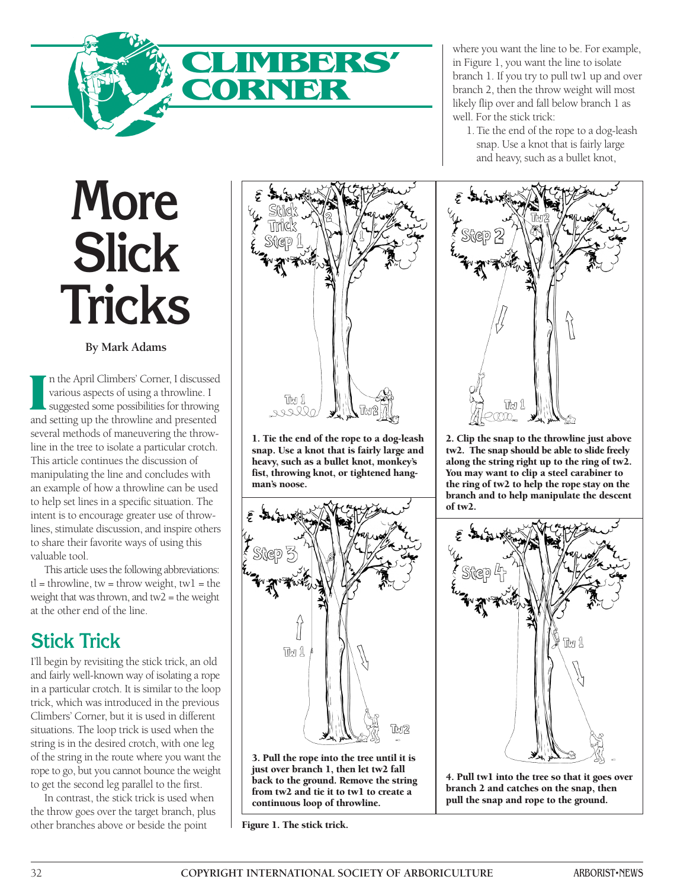# CLIMBERS' CORNER

# More Slick Tricks

**By Mark Adams**

In the April Climbers' Corner, I discussed various aspects of using a throwline. I suggested some possibilities for throwing and setting up the throwline and presented several methods of maneuvering the throwline in the tree to isolate a particular crotch. This article continues the discussion of manipulating the line and concludes with an example of how a throwline can be used to help set lines in a specific situation. The intent is to encourage greater use of throwlines, stimulate discussion, and inspire others to share their favorite ways of using this valuable tool.

This article uses the following abbreviations: tl = throwline, tw = throw weight, tw1 = the weight that was thrown, and tw2 = the weight at the other end of the line.

## Stick Trick

I'll begin by revisiting the stick trick, an old and fairly well-known way of isolating a rope in a particular crotch. It is similar to the loop trick, which was introduced in the previous Climbers' Corner, but it is used in different situations. The loop trick is used when the string is in the desired crotch, with one leg of the string in the route where you want the rope to go, but you cannot bounce the weight to get the second leg parallel to the first.

In contrast, the stick trick is used when the throw goes over the target branch, plus other branches above or beside the point where you want the line to be. For example, in Figure 1, you want the line to isolate branch 1. If you try to pull tw1 up and over branch 2, then the throw weight will most likely flip over and fall below branch 1 as well. For the stick trick:

1. Tie the end of the rope to a dog-leash snap. Use a knot that is fairly large and heavy, such as a bullet knot,

**1. Tie the end of the rope to a dog-leash snap. Use a knot that is fairly large and heavy, such as a bullet knot, monkey's fist, throwing knot, or tightened hangman's noose.**

**2. Clip the snap to the throwline just above tw2. The snap should be able to slide freely along the string right up to the ring of tw2. You may want to clip a steel carabiner to the ring of tw2 to help the rope stay on the branch and to help manipulate the descent of tw2.**

**3. Pull the rope into the tree until it is just over branch 1, then let tw2 fall back to the ground. Remove the string from tw2 and tie it to tw1 to create a continuous loop of throwline.**

**4. Pull tw1 into the tree so that it goes over branch 2 and catches on the snap, then pull the snap and rope to the ground.**

**Figure 1. The stick trick.**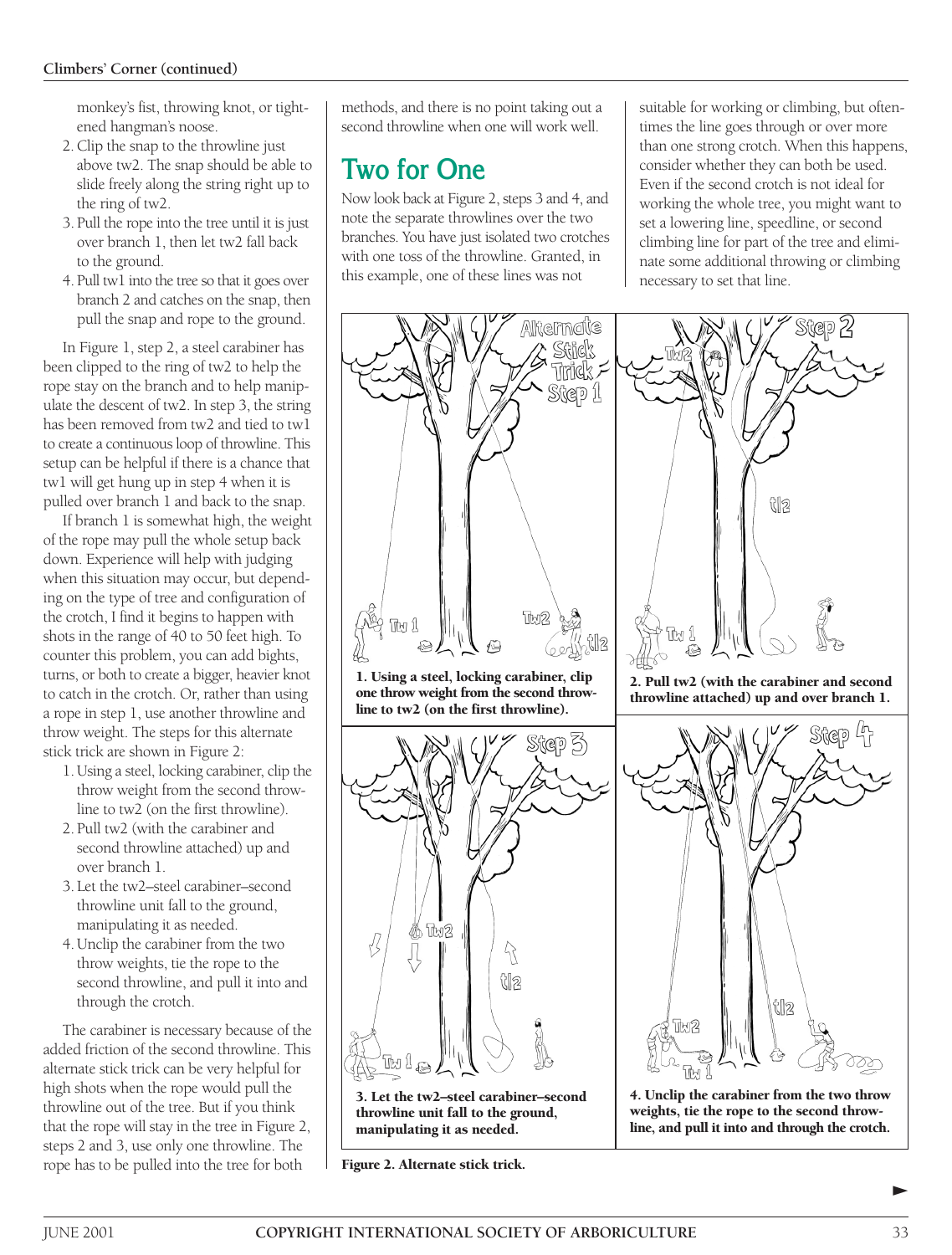monkey's fist, throwing knot, or tightened hangman's noose.

2. Clip the snap to the throwline just above tw2. The snap should be able to slide freely along the string right up to the ring of tw2.
3. Pull the rope into the tree until it is just over branch 1, then let tw2 fall back to the ground.
4. Pull tw1 into the tree so that it goes over branch 2 and catches on the snap, then pull the snap and rope to the ground.

In Figure 1, step 2, a steel carabiner has been clipped to the ring of tw2 to help the rope stay on the branch and to help manipulate the descent of tw2. In step 3, the string has been removed from tw2 and tied to tw1 to create a continuous loop of throwline. This setup can be helpful if there is a chance that tw1 will get hung up in step 4 when it is pulled over branch 1 and back to the snap.

If branch 1 is somewhat high, the weight of the rope may pull the whole setup back down. Experience will help with judging when this situation may occur, but depending on the type of tree and configuration of the crotch, I find it begins to happen with shots in the range of 40 to 50 feet high. To counter this problem, you can add bights, turns, or both to create a bigger, heavier knot to catch in the crotch. Or, rather than using a rope in step 1, use another throwline and throw weight. The steps for this alternate stick trick are shown in Figure 2:

1. Using a steel, locking carabiner, clip the throw weight from the second throwline to tw2 (on the first throwline).
2. Pull tw2 (with the carabiner and second throwline attached) up and over branch 1.
3. Let the tw2–steel carabiner–second throwline unit fall to the ground, manipulating it as needed.
4. Unclip the carabiner from the two throw weights, tie the rope to the second throwline, and pull it into and through the crotch.

The carabiner is necessary because of the added friction of the second throwline. This alternate stick trick can be very helpful for high shots when the rope would pull the throwline out of the tree. But if you think that the rope will stay in the tree in Figure 2, steps 2 and 3, use only one throwline. The rope has to be pulled into the tree for both methods, and there is no point taking out a second throwline when one will work well.

## Two for One

Now look back at Figure 2, steps 3 and 4, and note the separate throwlines over the two branches. You have just isolated two crotches with one toss of the throwline. Granted, in this example, one of these lines was not suitable for working or climbing, but oftentimes the line goes through or over more than one strong crotch. When this happens, consider whether they can both be used. Even if the second crotch is not ideal for working the whole tree, you might want to set a lowering line, speedline, or second climbing line for part of the tree and eliminate some additional throwing or climbing necessary to set that line.

**1. Using a steel, locking carabiner, clip one throw weight from the second throwline to tw2 (on the first throwline).**

**2. Pull tw2 (with the carabiner and second throwline attached) up and over branch 1.**

**3. Let the tw2–steel carabiner–second throwline unit fall to the ground, manipulating it as needed.**

**4. Unclip the carabiner from the two throw weights, tie the rope to the second throwline, and pull it into and through the crotch.**

**Figure 2. Alternate stick trick.**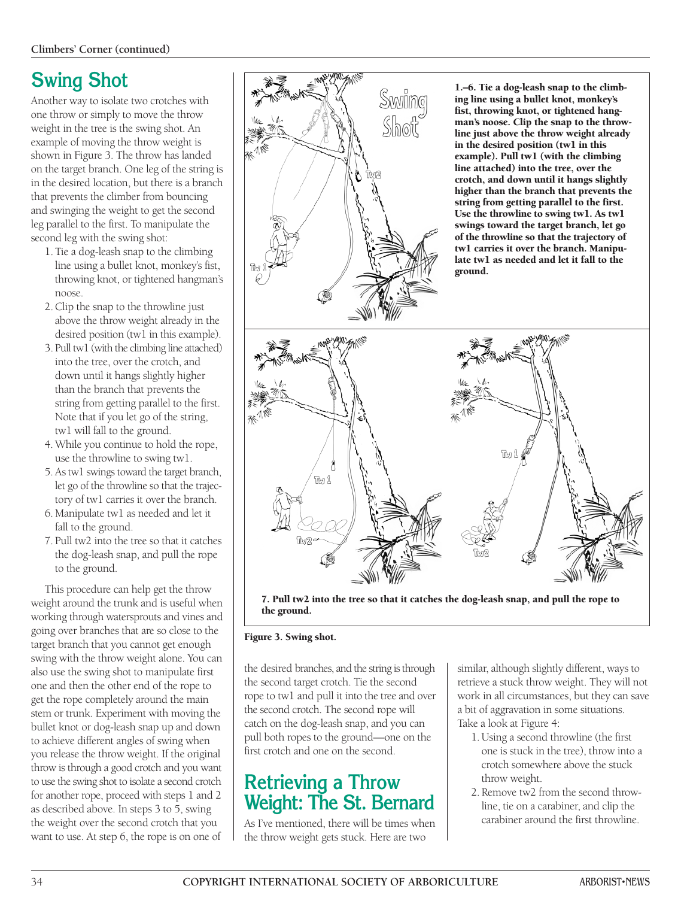## Swing Shot

Another way to isolate two crotches with one throw or simply to move the throw weight in the tree is the swing shot. An example of moving the throw weight is shown in Figure 3. The throw has landed on the target branch. One leg of the string is in the desired location, but there is a branch that prevents the climber from bouncing and swinging the weight to get the second leg parallel to the first. To manipulate the second leg with the swing shot:

1. Tie a dog-leash snap to the climbing line using a bullet knot, monkey's fist, throwing knot, or tightened hangman's noose.
2. Clip the snap to the throwline just above the throw weight already in the desired position (tw1 in this example).
3. Pull tw1 (with the climbing line attached) into the tree, over the crotch, and down until it hangs slightly higher than the branch that prevents the string from getting parallel to the first. Note that if you let go of the string, tw1 will fall to the ground.
4. While you continue to hold the rope, use the throwline to swing tw1.
5. As tw1 swings toward the target branch, let go of the throwline so that the trajectory of tw1 carries it over the branch.
6. Manipulate tw1 as needed and let it fall to the ground.
7. Pull tw2 into the tree so that it catches the dog-leash snap, and pull the rope to the ground.

This procedure can help get the throw weight around the trunk and is useful when working through watersprouts and vines and going over branches that are so close to the target branch that you cannot get enough swing with the throw weight alone. You can also use the swing shot to manipulate first one and then the other end of the rope to get the rope completely around the main stem or trunk. Experiment with moving the bullet knot or dog-leash snap up and down to achieve different angles of swing when you release the throw weight. If the original throw is through a good crotch and you want to use the swing shot to isolate a second crotch for another rope, proceed with steps 1 and 2 as described above. In steps 3 to 5, swing the weight over the second crotch that you want to use. At step 6, the rope is on one of the desired branches, and the string is through the second target crotch. Tie the second rope to tw1 and pull it into the tree and over the second crotch. The second rope will catch on the dog-leash snap, and you can pull both ropes to the ground—one on the first crotch and one on the second.

**1.–6. Tie a dog-leash snap to the climbing line using a bullet knot, monkey's fist, throwing knot, or tightened hangman's noose. Clip the snap to the throwline just above the throw weight already in the desired position (tw1 in this example). Pull tw1 (with the climbing line attached) into the tree, over the crotch, and down until it hangs slightly higher than the branch that prevents the string from getting parallel to the first. Use the throwline to swing tw1. As tw1 swings toward the target branch, let go of the throwline so that the trajectory of tw1 carries it over the branch. Manipulate tw1 as needed and let it fall to the ground.**

**7. Pull tw2 into the tree so that it catches the dog-leash snap, and pull the rope to the ground.**

**Figure 3. Swing shot.**

## Retrieving a Throw Weight: The St. Bernard

As I've mentioned, there will be times when the throw weight gets stuck. Here are two similar, although slightly different, ways to retrieve a stuck throw weight. They will not work in all circumstances, but they can save a bit of aggravation in some situations. Take a look at Figure 4:

1. Using a second throwline (the first one is stuck in the tree), throw into a crotch somewhere above the stuck throw weight.
2. Remove tw2 from the second throwline, tie on a carabiner, and clip the carabiner around the first throwline.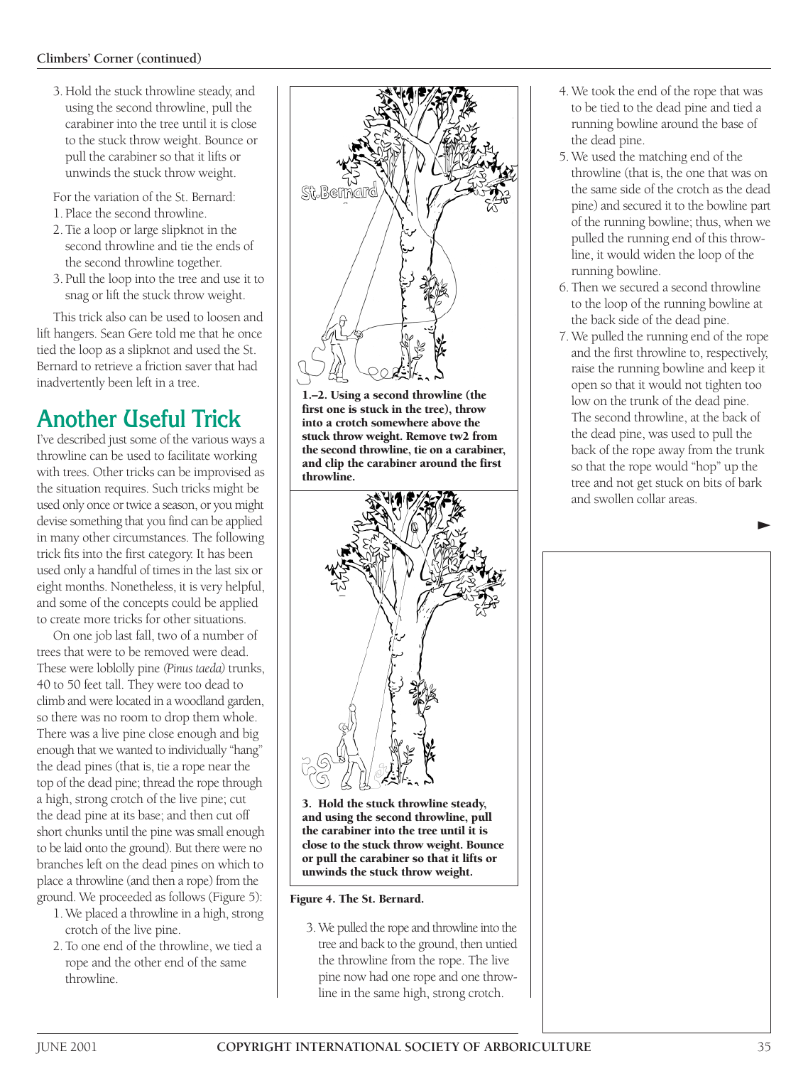3. Hold the stuck throwline steady, and using the second throwline, pull the carabiner into the tree until it is close to the stuck throw weight. Bounce or pull the carabiner so that it lifts or unwinds the stuck throw weight.

For the variation of the St. Bernard:

1. Place the second throwline.
2. Tie a loop or large slipknot in the second throwline and tie the ends of the second throwline together.
3. Pull the loop into the tree and use it to snag or lift the stuck throw weight.

This trick also can be used to loosen and lift hangers. Sean Gere told me that he once tied the loop as a slipknot and used the St. Bernard to retrieve a friction saver that had inadvertently been left in a tree.

## Another Useful Trick

I've described just some of the various ways a throwline can be used to facilitate working with trees. Other tricks can be improvised as the situation requires. Such tricks might be used only once or twice a season, or you might devise something that you find can be applied in many other circumstances. The following trick fits into the first category. It has been used only a handful of times in the last six or eight months. Nonetheless, it is very helpful, and some of the concepts could be applied to create more tricks for other situations.

On one job last fall, two of a number of trees that were to be removed were dead. These were loblolly pine *(Pinus taeda)* trunks, 40 to 50 feet tall. They were too dead to climb and were located in a woodland garden, so there was no room to drop them whole. There was a live pine close enough and big enough that we wanted to individually "hang" the dead pines (that is, tie a rope near the top of the dead pine; thread the rope through a high, strong crotch of the live pine; cut the dead pine at its base; and then cut off short chunks until the pine was small enough to be laid onto the ground). But there were no branches left on the dead pines on which to place a throwline (and then a rope) from the ground. We proceeded as follows (Figure 5):

1. We placed a throwline in a high, strong crotch of the live pine.
2. To one end of the throwline, we tied a rope and the other end of the same throwline.

1.–2. Using a second throwline (the first one is stuck in the tree), throw into a crotch somewhere above the stuck throw weight. Remove tw2 from the second throwline, tie on a carabiner, and clip the carabiner around the first throwline.

3. Hold the stuck throwline steady, and using the second throwline, pull the carabiner into the tree until it is close to the stuck throw weight. Bounce or pull the carabiner so that it lifts or unwinds the stuck throw weight.

Figure 4. The St. Bernard.

3. We pulled the rope and throwline into the tree and back to the ground, then untied the throwline from the rope. The live pine now had one rope and one throwline in the same high, strong crotch.
4. We took the end of the rope that was to be tied to the dead pine and tied a running bowline around the base of the dead pine.
5. We used the matching end of the throwline (that is, the one that was on the same side of the crotch as the dead pine) and secured it to the bowline part of the running bowline; thus, when we pulled the running end of this throwline, it would widen the loop of the running bowline.
6. Then we secured a second throwline to the loop of the running bowline at the back side of the dead pine.
7. We pulled the running end of the rope and the first throwline to, respectively, raise the running bowline and keep it open so that it would not tighten too low on the trunk of the dead pine. The second throwline, at the back of the dead pine, was used to pull the back of the rope away from the trunk so that the rope would "hop" up the tree and not get stuck on bits of bark and swollen collar areas.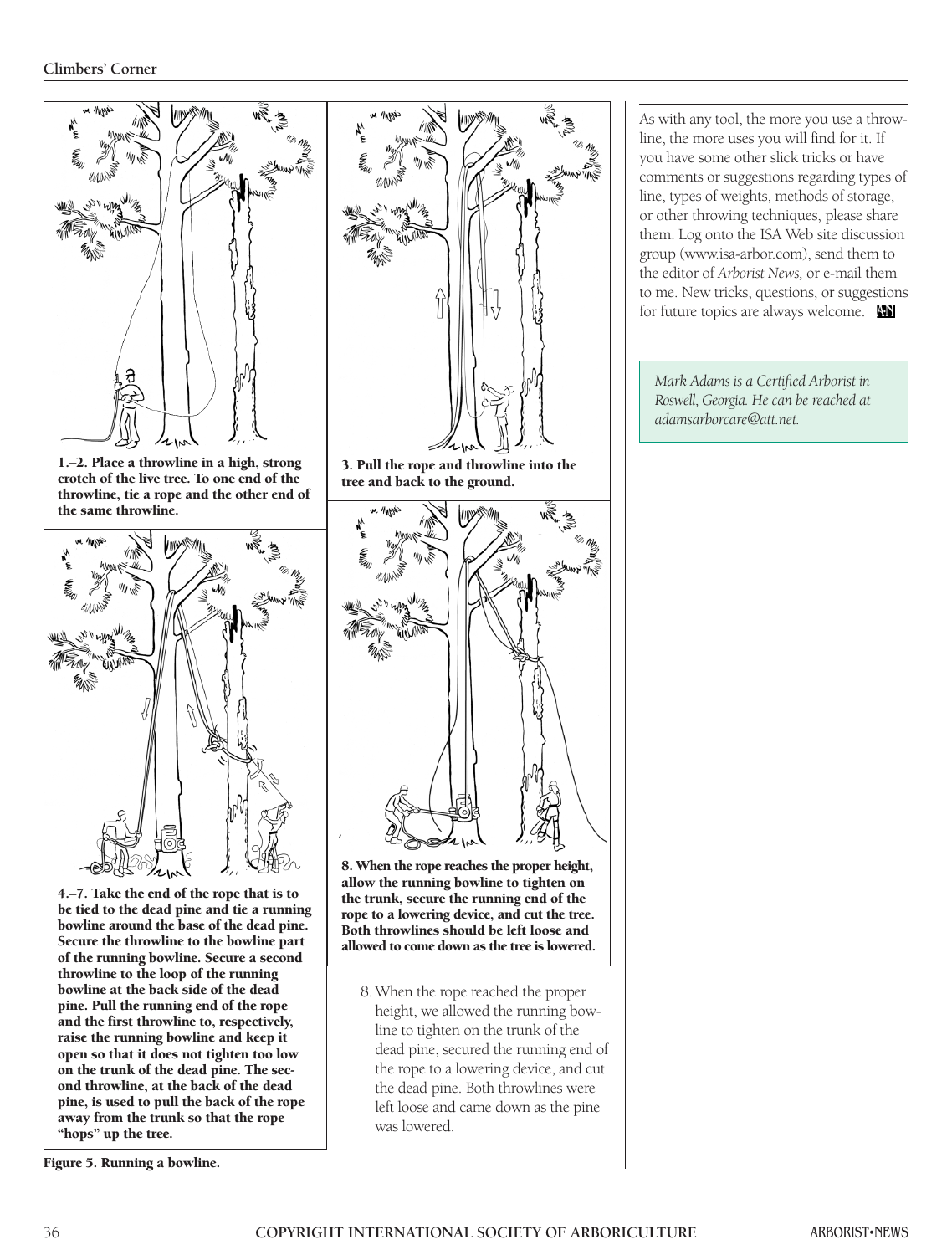**1.–2. Place a throwline in a high, strong crotch of the live tree. To one end of the throwline, tie a rope and the other end of the same throwline.**

**3. Pull the rope and throwline into the tree and back to the ground.**

**4.–7. Take the end of the rope that is to be tied to the dead pine and tie a running bowline around the base of the dead pine. Secure the throwline to the bowline part of the running bowline. Secure a second throwline to the loop of the running bowline at the back side of the dead pine. Pull the running end of the rope and the first throwline to, respectively, raise the running bowline and keep it open so that it does not tighten too low on the trunk of the dead pine. The second throwline, at the back of the dead pine, is used to pull the back of the rope away from the trunk so that the rope "hops" up the tree.**

**8. When the rope reaches the proper height, allow the running bowline to tighten on the trunk, secure the running end of the rope to a lowering device, and cut the tree. Both throwlines should be left loose and allowed to come down as the tree is lowered.**

**Figure 5. Running a bowline.**

8. When the rope reached the proper height, we allowed the running bowline to tighten on the trunk of the dead pine, secured the running end of the rope to a lowering device, and cut the dead pine. Both throwlines were left loose and came down as the pine was lowered.

As with any tool, the more you use a throwline, the more uses you will find for it. If you have some other slick tricks or have comments or suggestions regarding types of line, types of weights, methods of storage, or other throwing techniques, please share them. Log onto the ISA Web site discussion group (www.isa-arbor.com), send them to the editor of *Arborist News,* or e-mail them to me. New tricks, questions, or suggestions for future topics are always welcome.

*Mark Adams is a Certified Arborist in Roswell, Georgia. He can be reached at adamsarborcare@att.net.*